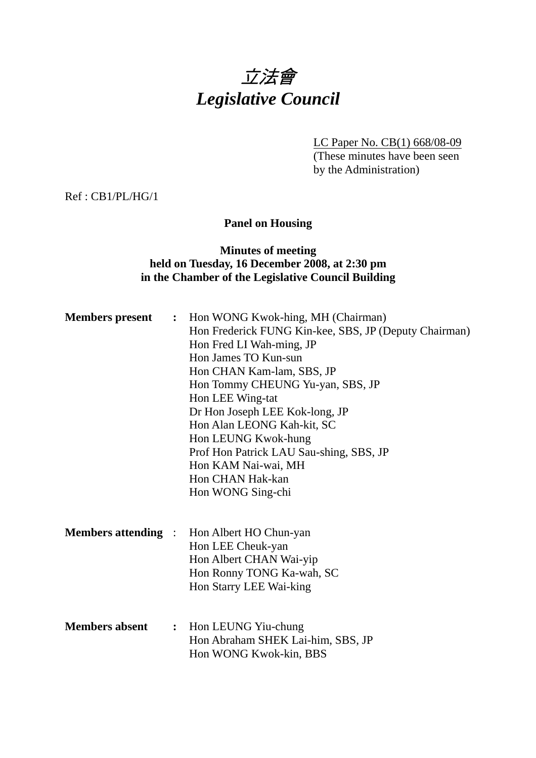# *立法會*
# *Legislative Council*

LC Paper No. CB(1) 668/08-09
(These minutes have been seen by the Administration)

Ref : CB1/PL/HG/1

**Panel on Housing**

**Minutes of meeting**
**held on Tuesday, 16 December 2008, at 2:30 pm**
**in the Chamber of the Legislative Council Building**

**Members present** : Hon WONG Kwok-hing, MH (Chairman)
Hon Frederick FUNG Kin-kee, SBS, JP (Deputy Chairman)
Hon Fred LI Wah-ming, JP
Hon James TO Kun-sun
Hon CHAN Kam-lam, SBS, JP
Hon Tommy CHEUNG Yu-yan, SBS, JP
Hon LEE Wing-tat
Dr Hon Joseph LEE Kok-long, JP
Hon Alan LEONG Kah-kit, SC
Hon LEUNG Kwok-hung
Prof Hon Patrick LAU Sau-shing, SBS, JP
Hon KAM Nai-wai, MH
Hon CHAN Hak-kan
Hon WONG Sing-chi

**Members attending** : Hon Albert HO Chun-yan
Hon LEE Cheuk-yan
Hon Albert CHAN Wai-yip
Hon Ronny TONG Ka-wah, SC
Hon Starry LEE Wai-king

**Members absent** : Hon LEUNG Yiu-chung
Hon Abraham SHEK Lai-him, SBS, JP
Hon WONG Kwok-kin, BBS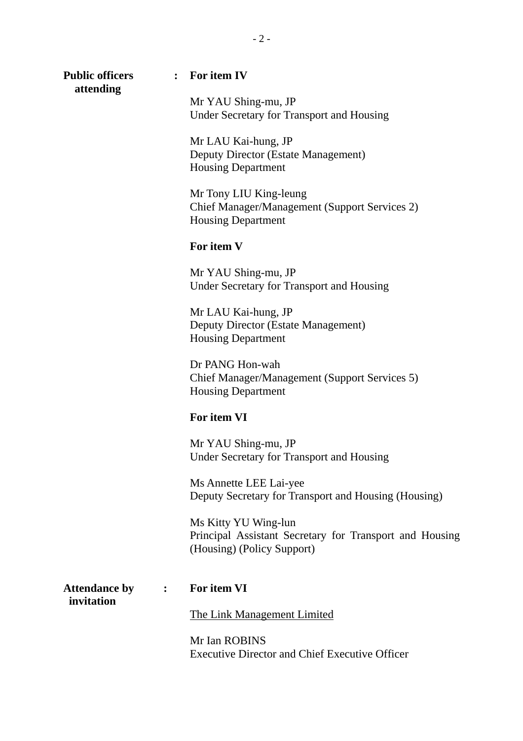**Public officers attending** : **For item IV**

Mr YAU Shing-mu, JP
Under Secretary for Transport and Housing

Mr LAU Kai-hung, JP
Deputy Director (Estate Management)
Housing Department

Mr Tony LIU King-leung
Chief Manager/Management (Support Services 2)
Housing Department

**For item V**

Mr YAU Shing-mu, JP
Under Secretary for Transport and Housing

Mr LAU Kai-hung, JP
Deputy Director (Estate Management)
Housing Department

Dr PANG Hon-wah
Chief Manager/Management (Support Services 5)
Housing Department

**For item VI**

Mr YAU Shing-mu, JP
Under Secretary for Transport and Housing

Ms Annette LEE Lai-yee
Deputy Secretary for Transport and Housing (Housing)

Ms Kitty YU Wing-lun
Principal Assistant Secretary for Transport and Housing (Housing) (Policy Support)

**Attendance by invitation** : **For item VI**

The Link Management Limited

Mr Ian ROBINS
Executive Director and Chief Executive Officer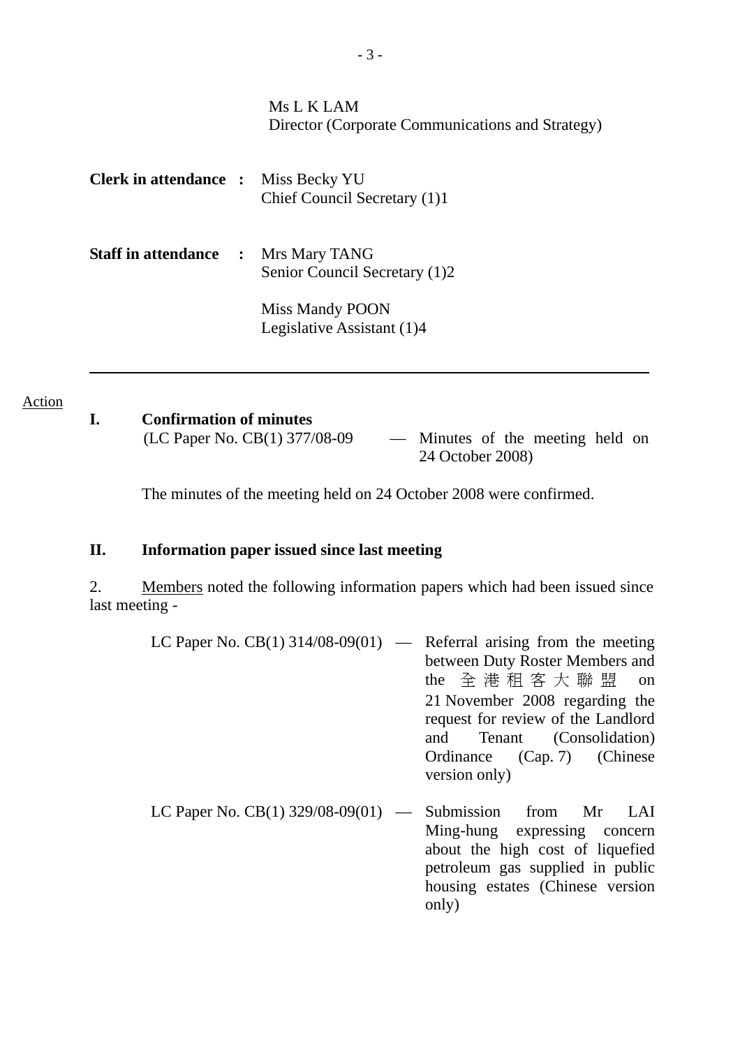Ms L K LAM
Director (Corporate Communications and Strategy)

**Clerk in attendance :** Miss Becky YU
Chief Council Secretary (1)1

**Staff in attendance :** Mrs Mary TANG
Senior Council Secretary (1)2

Miss Mandy POON
Legislative Assistant (1)4

---

Action

**I. Confirmation of minutes**

(LC Paper No. CB(1) 377/08-09 — Minutes of the meeting held on 24 October 2008)

The minutes of the meeting held on 24 October 2008 were confirmed.

**II. Information paper issued since last meeting**

2. Members noted the following information papers which had been issued since last meeting -

LC Paper No. CB(1) 314/08-09(01) — Referral arising from the meeting between Duty Roster Members and the 全港租客大聯盟 on 21 November 2008 regarding the request for review of the Landlord and Tenant (Consolidation) Ordinance (Cap. 7) (Chinese version only)

LC Paper No. CB(1) 329/08-09(01) — Submission from Mr LAI Ming-hung expressing concern about the high cost of liquefied petroleum gas supplied in public housing estates (Chinese version only)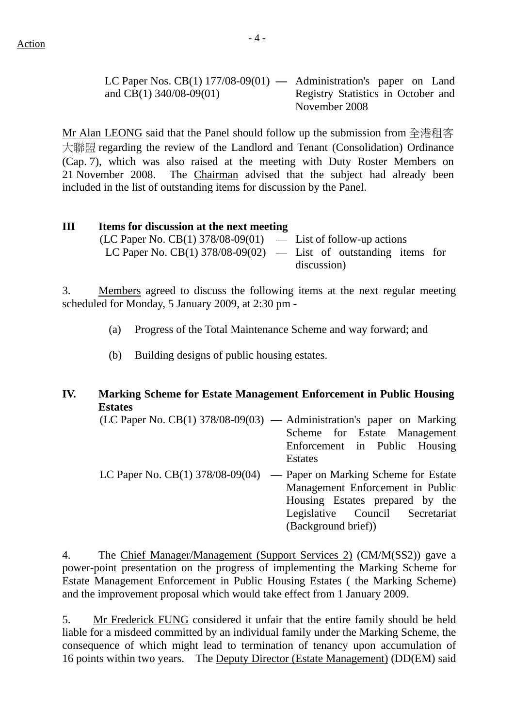Action

| | |
|---|---|
| LC Paper Nos. CB(1) 177/08-09(01) and CB(1) 340/08-09(01) | — Administration's paper on Land Registry Statistics in October and November 2008 |

Mr Alan LEONG said that the Panel should follow up the submission from 全港租客大聯盟 regarding the review of the Landlord and Tenant (Consolidation) Ordinance (Cap. 7), which was also raised at the meeting with Duty Roster Members on 21 November 2008. The Chairman advised that the subject had already been included in the list of outstanding items for discussion by the Panel.

## III Items for discussion at the next meeting

| | |
|---|---|
| (LC Paper No. CB(1) 378/08-09(01) | — List of follow-up actions |
| LC Paper No. CB(1) 378/08-09(02) | — List of outstanding items for discussion) |

3. Members agreed to discuss the following items at the next regular meeting scheduled for Monday, 5 January 2009, at 2:30 pm -

(a) Progress of the Total Maintenance Scheme and way forward; and

(b) Building designs of public housing estates.

## IV. Marking Scheme for Estate Management Enforcement in Public Housing Estates

| | |
|---|---|
| (LC Paper No. CB(1) 378/08-09(03) | — Administration's paper on Marking Scheme for Estate Management Enforcement in Public Housing Estates |
| LC Paper No. CB(1) 378/08-09(04) | — Paper on Marking Scheme for Estate Management Enforcement in Public Housing Estates prepared by the Legislative Council Secretariat (Background brief)) |

4. The Chief Manager/Management (Support Services 2) (CM/M(SS2)) gave a power-point presentation on the progress of implementing the Marking Scheme for Estate Management Enforcement in Public Housing Estates ( the Marking Scheme) and the improvement proposal which would take effect from 1 January 2009.

5. Mr Frederick FUNG considered it unfair that the entire family should be held liable for a misdeed committed by an individual family under the Marking Scheme, the consequence of which might lead to termination of tenancy upon accumulation of 16 points within two years. The Deputy Director (Estate Management) (DD(EM) said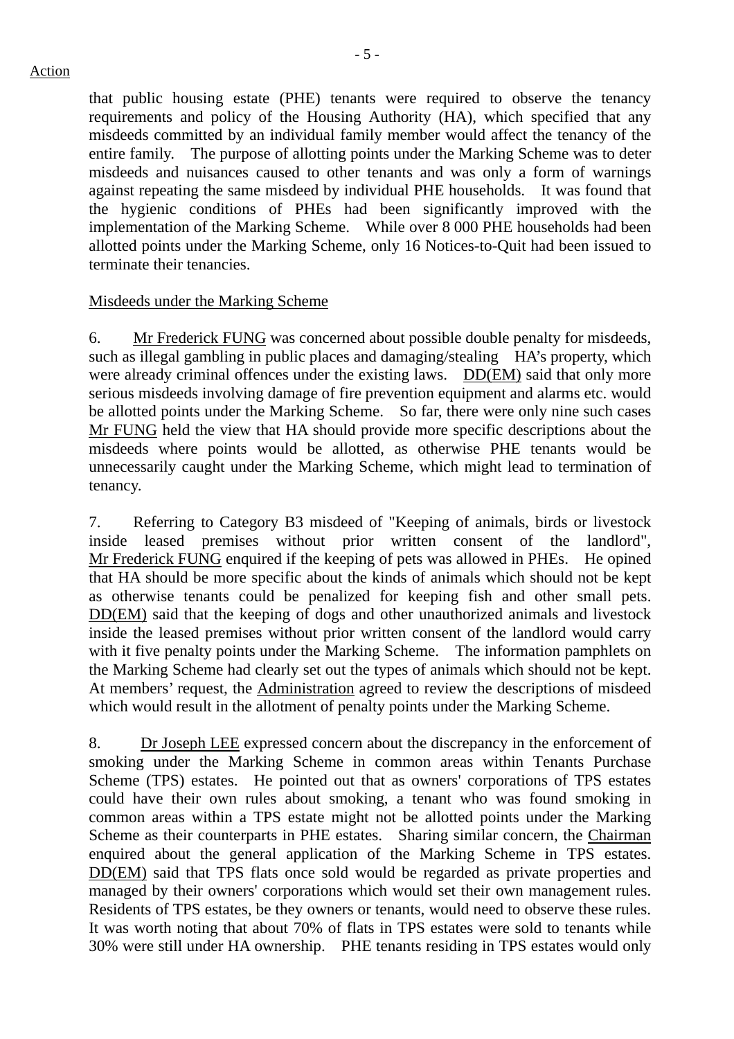Action

that public housing estate (PHE) tenants were required to observe the tenancy requirements and policy of the Housing Authority (HA), which specified that any misdeeds committed by an individual family member would affect the tenancy of the entire family. The purpose of allotting points under the Marking Scheme was to deter misdeeds and nuisances caused to other tenants and was only a form of warnings against repeating the same misdeed by individual PHE households. It was found that the hygienic conditions of PHEs had been significantly improved with the implementation of the Marking Scheme. While over 8 000 PHE households had been allotted points under the Marking Scheme, only 16 Notices-to-Quit had been issued to terminate their tenancies.

Misdeeds under the Marking Scheme

6. Mr Frederick FUNG was concerned about possible double penalty for misdeeds, such as illegal gambling in public places and damaging/stealing HA's property, which were already criminal offences under the existing laws. DD(EM) said that only more serious misdeeds involving damage of fire prevention equipment and alarms etc. would be allotted points under the Marking Scheme. So far, there were only nine such cases Mr FUNG held the view that HA should provide more specific descriptions about the misdeeds where points would be allotted, as otherwise PHE tenants would be unnecessarily caught under the Marking Scheme, which might lead to termination of tenancy.

7. Referring to Category B3 misdeed of "Keeping of animals, birds or livestock inside leased premises without prior written consent of the landlord", Mr Frederick FUNG enquired if the keeping of pets was allowed in PHEs. He opined that HA should be more specific about the kinds of animals which should not be kept as otherwise tenants could be penalized for keeping fish and other small pets. DD(EM) said that the keeping of dogs and other unauthorized animals and livestock inside the leased premises without prior written consent of the landlord would carry with it five penalty points under the Marking Scheme. The information pamphlets on the Marking Scheme had clearly set out the types of animals which should not be kept. At members' request, the Administration agreed to review the descriptions of misdeed which would result in the allotment of penalty points under the Marking Scheme.

8. Dr Joseph LEE expressed concern about the discrepancy in the enforcement of smoking under the Marking Scheme in common areas within Tenants Purchase Scheme (TPS) estates. He pointed out that as owners' corporations of TPS estates could have their own rules about smoking, a tenant who was found smoking in common areas within a TPS estate might not be allotted points under the Marking Scheme as their counterparts in PHE estates. Sharing similar concern, the Chairman enquired about the general application of the Marking Scheme in TPS estates. DD(EM) said that TPS flats once sold would be regarded as private properties and managed by their owners' corporations which would set their own management rules. Residents of TPS estates, be they owners or tenants, would need to observe these rules. It was worth noting that about 70% of flats in TPS estates were sold to tenants while 30% were still under HA ownership. PHE tenants residing in TPS estates would only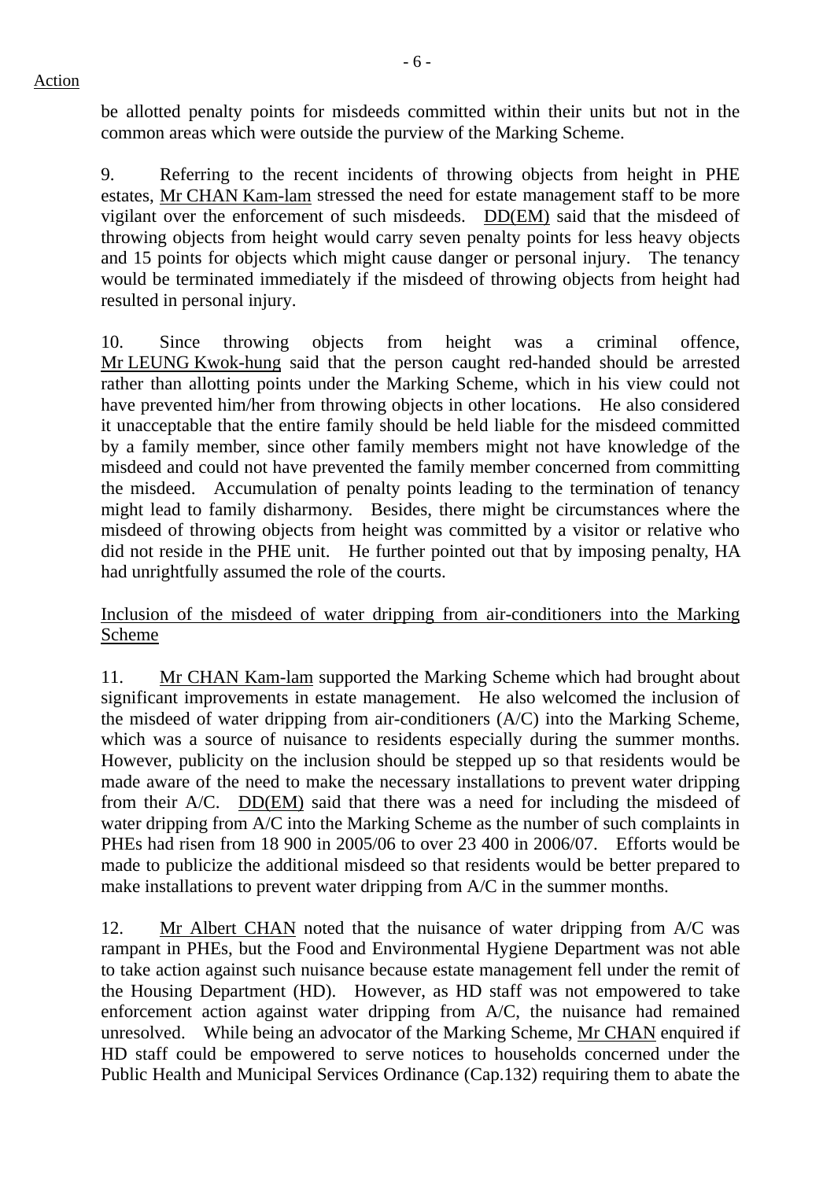Action

be allotted penalty points for misdeeds committed within their units but not in the common areas which were outside the purview of the Marking Scheme.

9. Referring to the recent incidents of throwing objects from height in PHE estates, Mr CHAN Kam-lam stressed the need for estate management staff to be more vigilant over the enforcement of such misdeeds. DD(EM) said that the misdeed of throwing objects from height would carry seven penalty points for less heavy objects and 15 points for objects which might cause danger or personal injury. The tenancy would be terminated immediately if the misdeed of throwing objects from height had resulted in personal injury.

10. Since throwing objects from height was a criminal offence, Mr LEUNG Kwok-hung said that the person caught red-handed should be arrested rather than allotting points under the Marking Scheme, which in his view could not have prevented him/her from throwing objects in other locations. He also considered it unacceptable that the entire family should be held liable for the misdeed committed by a family member, since other family members might not have knowledge of the misdeed and could not have prevented the family member concerned from committing the misdeed. Accumulation of penalty points leading to the termination of tenancy might lead to family disharmony. Besides, there might be circumstances where the misdeed of throwing objects from height was committed by a visitor or relative who did not reside in the PHE unit. He further pointed out that by imposing penalty, HA had unrightfully assumed the role of the courts.

Inclusion of the misdeed of water dripping from air-conditioners into the Marking Scheme

11. Mr CHAN Kam-lam supported the Marking Scheme which had brought about significant improvements in estate management. He also welcomed the inclusion of the misdeed of water dripping from air-conditioners (A/C) into the Marking Scheme, which was a source of nuisance to residents especially during the summer months. However, publicity on the inclusion should be stepped up so that residents would be made aware of the need to make the necessary installations to prevent water dripping from their A/C. DD(EM) said that there was a need for including the misdeed of water dripping from A/C into the Marking Scheme as the number of such complaints in PHEs had risen from 18 900 in 2005/06 to over 23 400 in 2006/07. Efforts would be made to publicize the additional misdeed so that residents would be better prepared to make installations to prevent water dripping from A/C in the summer months.

12. Mr Albert CHAN noted that the nuisance of water dripping from A/C was rampant in PHEs, but the Food and Environmental Hygiene Department was not able to take action against such nuisance because estate management fell under the remit of the Housing Department (HD). However, as HD staff was not empowered to take enforcement action against water dripping from A/C, the nuisance had remained unresolved. While being an advocator of the Marking Scheme, Mr CHAN enquired if HD staff could be empowered to serve notices to households concerned under the Public Health and Municipal Services Ordinance (Cap.132) requiring them to abate the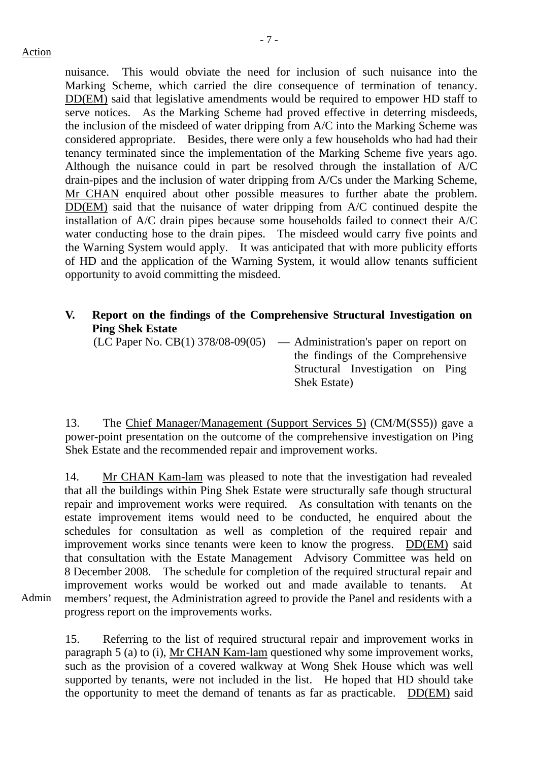Action

nuisance. This would obviate the need for inclusion of such nuisance into the Marking Scheme, which carried the dire consequence of termination of tenancy. DD(EM) said that legislative amendments would be required to empower HD staff to serve notices. As the Marking Scheme had proved effective in deterring misdeeds, the inclusion of the misdeed of water dripping from A/C into the Marking Scheme was considered appropriate. Besides, there were only a few households who had had their tenancy terminated since the implementation of the Marking Scheme five years ago. Although the nuisance could in part be resolved through the installation of A/C drain-pipes and the inclusion of water dripping from A/Cs under the Marking Scheme, Mr CHAN enquired about other possible measures to further abate the problem. DD(EM) said that the nuisance of water dripping from A/C continued despite the installation of A/C drain pipes because some households failed to connect their A/C water conducting hose to the drain pipes. The misdeed would carry five points and the Warning System would apply. It was anticipated that with more publicity efforts of HD and the application of the Warning System, it would allow tenants sufficient opportunity to avoid committing the misdeed.

**V. Report on the findings of the Comprehensive Structural Investigation on Ping Shek Estate**

(LC Paper No. CB(1) 378/08-09(05) — Administration's paper on report on the findings of the Comprehensive Structural Investigation on Ping Shek Estate)

13. The Chief Manager/Management (Support Services 5) (CM/M(SS5)) gave a power-point presentation on the outcome of the comprehensive investigation on Ping Shek Estate and the recommended repair and improvement works.

14. Mr CHAN Kam-lam was pleased to note that the investigation had revealed that all the buildings within Ping Shek Estate were structurally safe though structural repair and improvement works were required. As consultation with tenants on the estate improvement items would need to be conducted, he enquired about the schedules for consultation as well as completion of the required repair and improvement works since tenants were keen to know the progress. DD(EM) said that consultation with the Estate Management Advisory Committee was held on 8 December 2008. The schedule for completion of the required structural repair and improvement works would be worked out and made available to tenants. At members' request, the Administration agreed to provide the Panel and residents with a progress report on the improvements works.

Admin

15. Referring to the list of required structural repair and improvement works in paragraph 5 (a) to (i), Mr CHAN Kam-lam questioned why some improvement works, such as the provision of a covered walkway at Wong Shek House which was well supported by tenants, were not included in the list. He hoped that HD should take the opportunity to meet the demand of tenants as far as practicable. DD(EM) said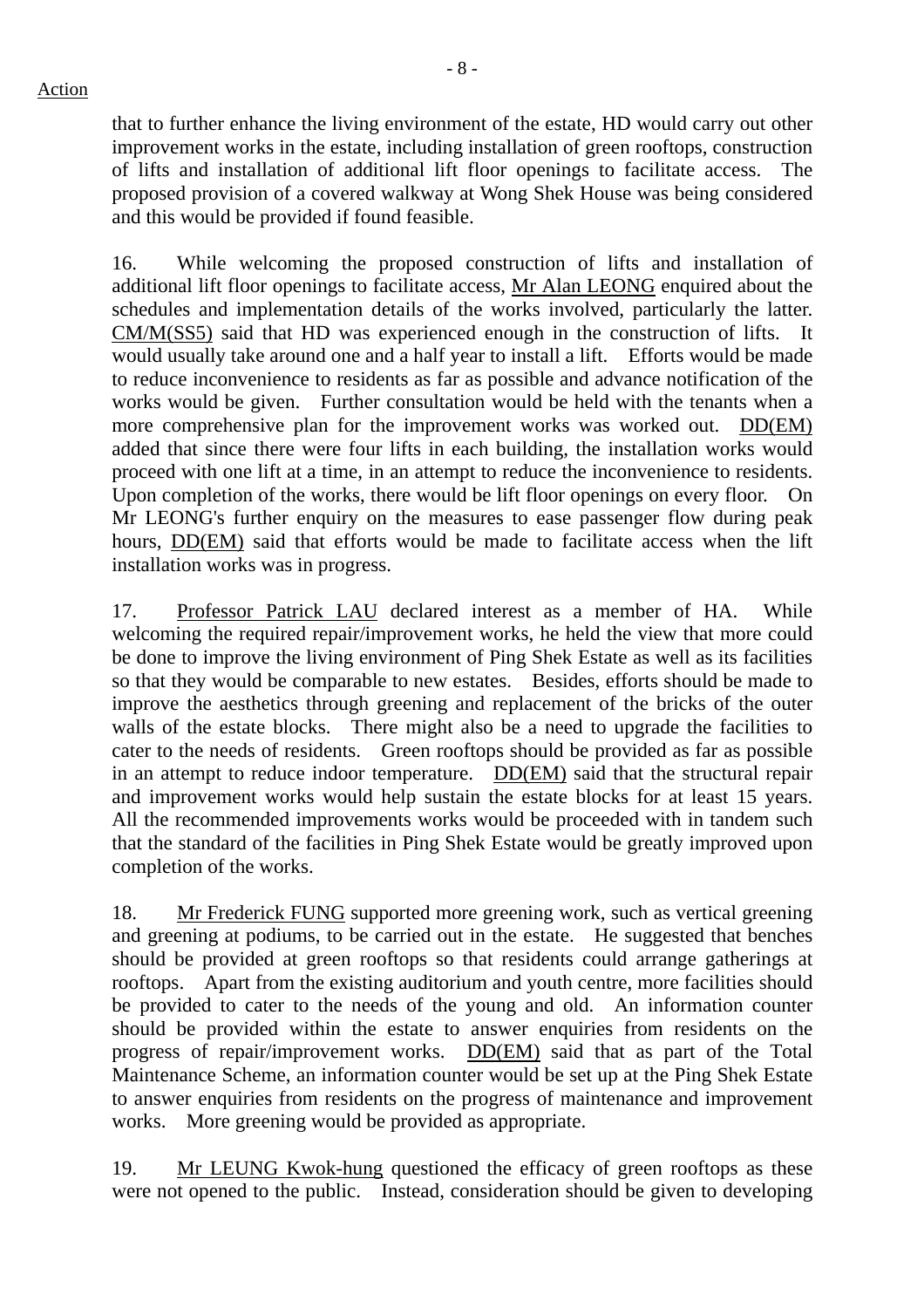that to further enhance the living environment of the estate, HD would carry out other improvement works in the estate, including installation of green rooftops, construction of lifts and installation of additional lift floor openings to facilitate access. The proposed provision of a covered walkway at Wong Shek House was being considered and this would be provided if found feasible.

16. While welcoming the proposed construction of lifts and installation of additional lift floor openings to facilitate access, Mr Alan LEONG enquired about the schedules and implementation details of the works involved, particularly the latter. CM/M(SS5) said that HD was experienced enough in the construction of lifts. It would usually take around one and a half year to install a lift. Efforts would be made to reduce inconvenience to residents as far as possible and advance notification of the works would be given. Further consultation would be held with the tenants when a more comprehensive plan for the improvement works was worked out. DD(EM) added that since there were four lifts in each building, the installation works would proceed with one lift at a time, in an attempt to reduce the inconvenience to residents. Upon completion of the works, there would be lift floor openings on every floor. On Mr LEONG's further enquiry on the measures to ease passenger flow during peak hours, DD(EM) said that efforts would be made to facilitate access when the lift installation works was in progress.

17. Professor Patrick LAU declared interest as a member of HA. While welcoming the required repair/improvement works, he held the view that more could be done to improve the living environment of Ping Shek Estate as well as its facilities so that they would be comparable to new estates. Besides, efforts should be made to improve the aesthetics through greening and replacement of the bricks of the outer walls of the estate blocks. There might also be a need to upgrade the facilities to cater to the needs of residents. Green rooftops should be provided as far as possible in an attempt to reduce indoor temperature. DD(EM) said that the structural repair and improvement works would help sustain the estate blocks for at least 15 years. All the recommended improvements works would be proceeded with in tandem such that the standard of the facilities in Ping Shek Estate would be greatly improved upon completion of the works.

18. Mr Frederick FUNG supported more greening work, such as vertical greening and greening at podiums, to be carried out in the estate. He suggested that benches should be provided at green rooftops so that residents could arrange gatherings at rooftops. Apart from the existing auditorium and youth centre, more facilities should be provided to cater to the needs of the young and old. An information counter should be provided within the estate to answer enquiries from residents on the progress of repair/improvement works. DD(EM) said that as part of the Total Maintenance Scheme, an information counter would be set up at the Ping Shek Estate to answer enquiries from residents on the progress of maintenance and improvement works. More greening would be provided as appropriate.

19. Mr LEUNG Kwok-hung questioned the efficacy of green rooftops as these were not opened to the public. Instead, consideration should be given to developing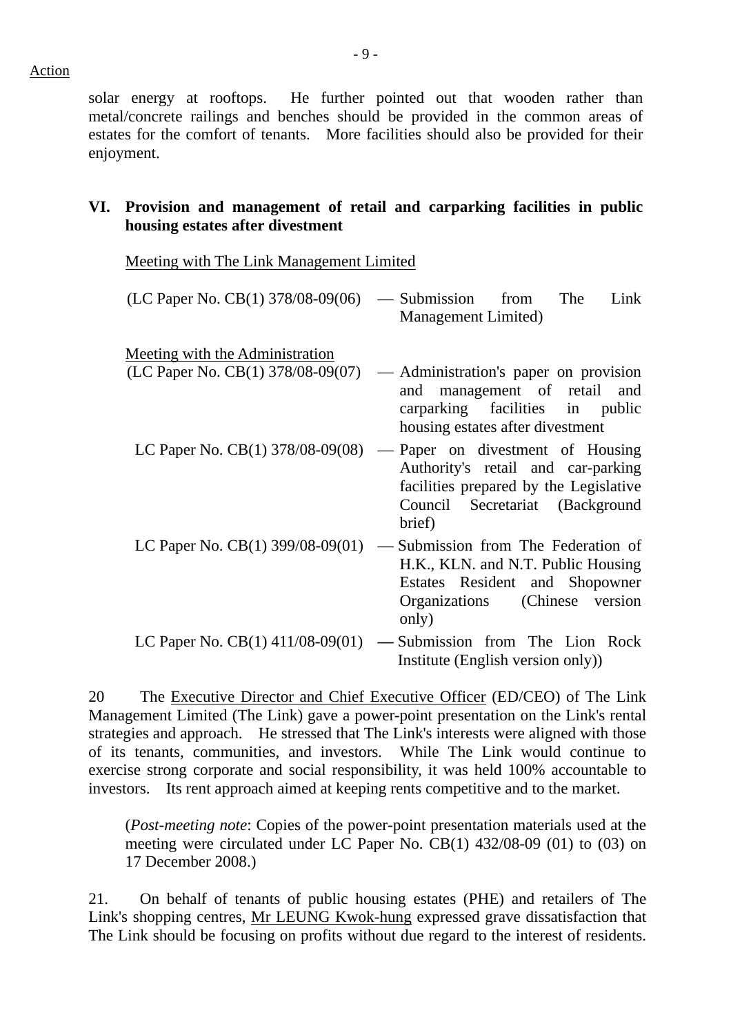Action

solar energy at rooftops. He further pointed out that wooden rather than metal/concrete railings and benches should be provided in the common areas of estates for the comfort of tenants. More facilities should also be provided for their enjoyment.

## VI. Provision and management of retail and carparking facilities in public housing estates after divestment

Meeting with The Link Management Limited

(LC Paper No. CB(1) 378/08-09(06) — Submission from The Link Management Limited)

Meeting with the Administration

(LC Paper No. CB(1) 378/08-09(07) — Administration's paper on provision and management of retail and carparking facilities in public housing estates after divestment

LC Paper No. CB(1) 378/08-09(08) — Paper on divestment of Housing Authority's retail and car-parking facilities prepared by the Legislative Council Secretariat (Background brief)

LC Paper No. CB(1) 399/08-09(01) — Submission from The Federation of H.K., KLN. and N.T. Public Housing Estates Resident and Shopowner Organizations (Chinese version only)

LC Paper No. CB(1) 411/08-09(01) — Submission from The Lion Rock Institute (English version only))

20 The Executive Director and Chief Executive Officer (ED/CEO) of The Link Management Limited (The Link) gave a power-point presentation on the Link's rental strategies and approach. He stressed that The Link's interests were aligned with those of its tenants, communities, and investors. While The Link would continue to exercise strong corporate and social responsibility, it was held 100% accountable to investors. Its rent approach aimed at keeping rents competitive and to the market.

(*Post-meeting note*: Copies of the power-point presentation materials used at the meeting were circulated under LC Paper No. CB(1) 432/08-09 (01) to (03) on 17 December 2008.)

21. On behalf of tenants of public housing estates (PHE) and retailers of The Link's shopping centres, Mr LEUNG Kwok-hung expressed grave dissatisfaction that The Link should be focusing on profits without due regard to the interest of residents.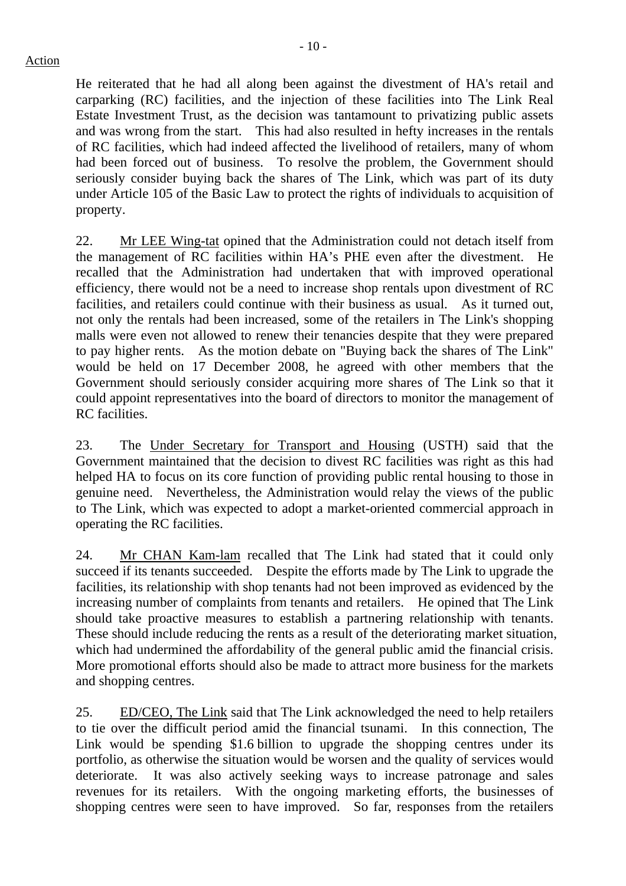Action

He reiterated that he had all along been against the divestment of HA's retail and carparking (RC) facilities, and the injection of these facilities into The Link Real Estate Investment Trust, as the decision was tantamount to privatizing public assets and was wrong from the start. This had also resulted in hefty increases in the rentals of RC facilities, which had indeed affected the livelihood of retailers, many of whom had been forced out of business. To resolve the problem, the Government should seriously consider buying back the shares of The Link, which was part of its duty under Article 105 of the Basic Law to protect the rights of individuals to acquisition of property.

22. Mr LEE Wing-tat opined that the Administration could not detach itself from the management of RC facilities within HA's PHE even after the divestment. He recalled that the Administration had undertaken that with improved operational efficiency, there would not be a need to increase shop rentals upon divestment of RC facilities, and retailers could continue with their business as usual. As it turned out, not only the rentals had been increased, some of the retailers in The Link's shopping malls were even not allowed to renew their tenancies despite that they were prepared to pay higher rents. As the motion debate on "Buying back the shares of The Link" would be held on 17 December 2008, he agreed with other members that the Government should seriously consider acquiring more shares of The Link so that it could appoint representatives into the board of directors to monitor the management of RC facilities.

23. The Under Secretary for Transport and Housing (USTH) said that the Government maintained that the decision to divest RC facilities was right as this had helped HA to focus on its core function of providing public rental housing to those in genuine need. Nevertheless, the Administration would relay the views of the public to The Link, which was expected to adopt a market-oriented commercial approach in operating the RC facilities.

24. Mr CHAN Kam-lam recalled that The Link had stated that it could only succeed if its tenants succeeded. Despite the efforts made by The Link to upgrade the facilities, its relationship with shop tenants had not been improved as evidenced by the increasing number of complaints from tenants and retailers. He opined that The Link should take proactive measures to establish a partnering relationship with tenants. These should include reducing the rents as a result of the deteriorating market situation, which had undermined the affordability of the general public amid the financial crisis. More promotional efforts should also be made to attract more business for the markets and shopping centres.

25. ED/CEO, The Link said that The Link acknowledged the need to help retailers to tie over the difficult period amid the financial tsunami. In this connection, The Link would be spending $1.6 billion to upgrade the shopping centres under its portfolio, as otherwise the situation would be worsen and the quality of services would deteriorate. It was also actively seeking ways to increase patronage and sales revenues for its retailers. With the ongoing marketing efforts, the businesses of shopping centres were seen to have improved. So far, responses from the retailers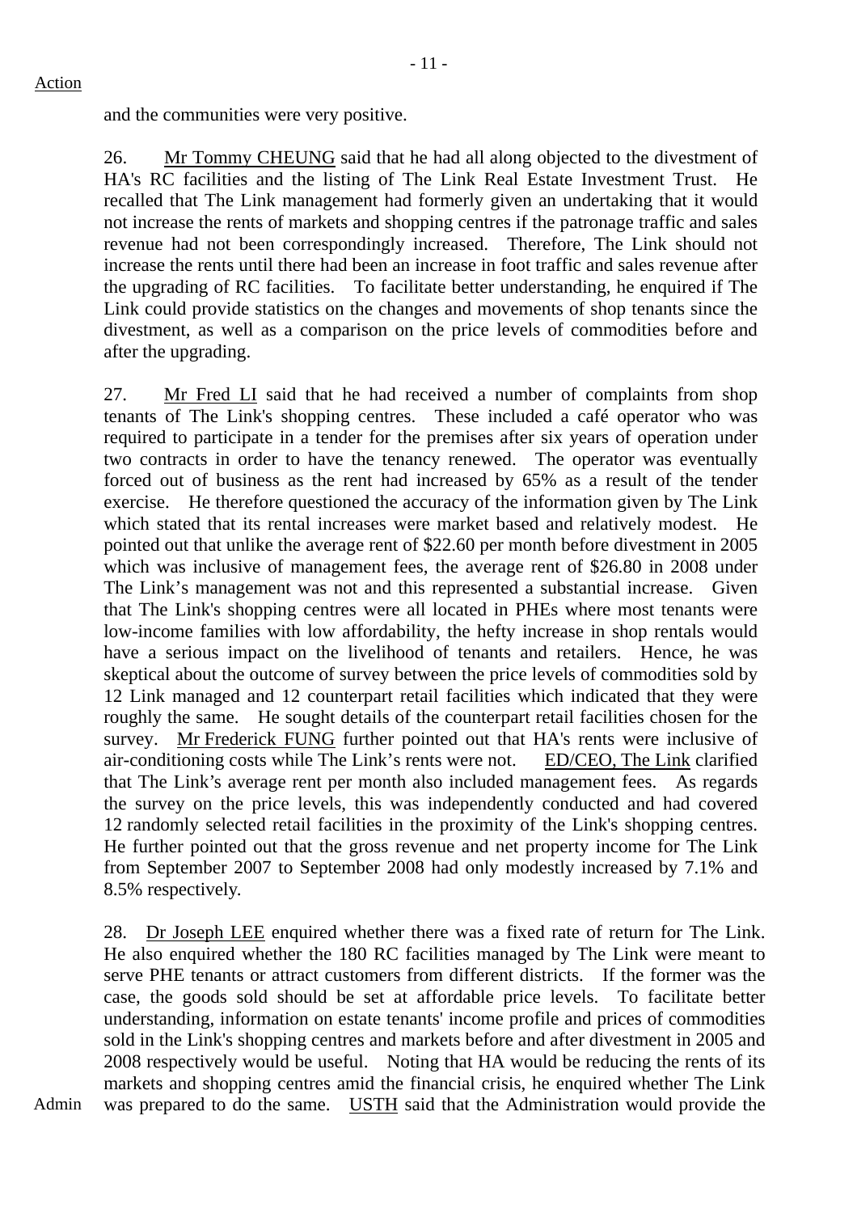and the communities were very positive.

26. Mr Tommy CHEUNG said that he had all along objected to the divestment of HA's RC facilities and the listing of The Link Real Estate Investment Trust. He recalled that The Link management had formerly given an undertaking that it would not increase the rents of markets and shopping centres if the patronage traffic and sales revenue had not been correspondingly increased. Therefore, The Link should not increase the rents until there had been an increase in foot traffic and sales revenue after the upgrading of RC facilities. To facilitate better understanding, he enquired if The Link could provide statistics on the changes and movements of shop tenants since the divestment, as well as a comparison on the price levels of commodities before and after the upgrading.

27. Mr Fred LI said that he had received a number of complaints from shop tenants of The Link's shopping centres. These included a café operator who was required to participate in a tender for the premises after six years of operation under two contracts in order to have the tenancy renewed. The operator was eventually forced out of business as the rent had increased by 65% as a result of the tender exercise. He therefore questioned the accuracy of the information given by The Link which stated that its rental increases were market based and relatively modest. He pointed out that unlike the average rent of $22.60 per month before divestment in 2005 which was inclusive of management fees, the average rent of $26.80 in 2008 under The Link's management was not and this represented a substantial increase. Given that The Link's shopping centres were all located in PHEs where most tenants were low-income families with low affordability, the hefty increase in shop rentals would have a serious impact on the livelihood of tenants and retailers. Hence, he was skeptical about the outcome of survey between the price levels of commodities sold by 12 Link managed and 12 counterpart retail facilities which indicated that they were roughly the same. He sought details of the counterpart retail facilities chosen for the survey. Mr Frederick FUNG further pointed out that HA's rents were inclusive of air-conditioning costs while The Link's rents were not. ED/CEO, The Link clarified that The Link's average rent per month also included management fees. As regards the survey on the price levels, this was independently conducted and had covered 12 randomly selected retail facilities in the proximity of the Link's shopping centres. He further pointed out that the gross revenue and net property income for The Link from September 2007 to September 2008 had only modestly increased by 7.1% and 8.5% respectively.

28. Dr Joseph LEE enquired whether there was a fixed rate of return for The Link. He also enquired whether the 180 RC facilities managed by The Link were meant to serve PHE tenants or attract customers from different districts. If the former was the case, the goods sold should be set at affordable price levels. To facilitate better understanding, information on estate tenants' income profile and prices of commodities sold in the Link's shopping centres and markets before and after divestment in 2005 and 2008 respectively would be useful. Noting that HA would be reducing the rents of its markets and shopping centres amid the financial crisis, he enquired whether The Link was prepared to do the same. USTH said that the Administration would provide the

Admin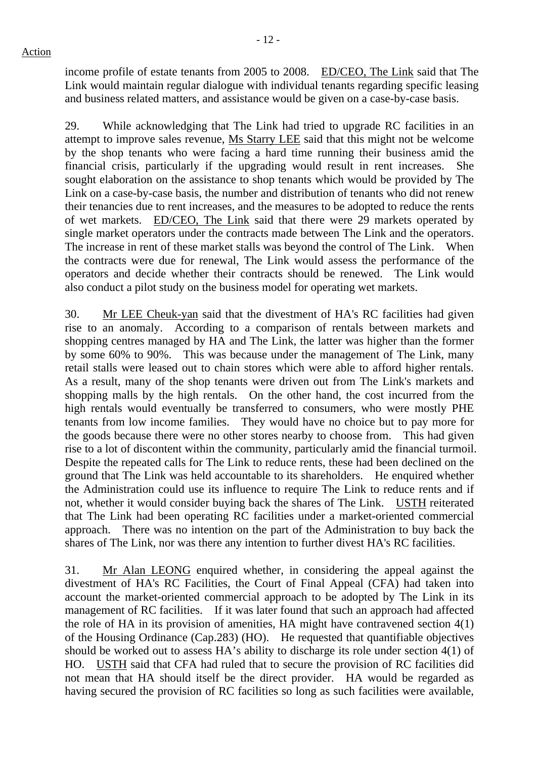Action

income profile of estate tenants from 2005 to 2008. <u>ED/CEO, The Link</u> said that The Link would maintain regular dialogue with individual tenants regarding specific leasing and business related matters, and assistance would be given on a case-by-case basis.

29. While acknowledging that The Link had tried to upgrade RC facilities in an attempt to improve sales revenue, <u>Ms Starry LEE</u> said that this might not be welcome by the shop tenants who were facing a hard time running their business amid the financial crisis, particularly if the upgrading would result in rent increases. She sought elaboration on the assistance to shop tenants which would be provided by The Link on a case-by-case basis, the number and distribution of tenants who did not renew their tenancies due to rent increases, and the measures to be adopted to reduce the rents of wet markets. <u>ED/CEO, The Link</u> said that there were 29 markets operated by single market operators under the contracts made between The Link and the operators. The increase in rent of these market stalls was beyond the control of The Link. When the contracts were due for renewal, The Link would assess the performance of the operators and decide whether their contracts should be renewed. The Link would also conduct a pilot study on the business model for operating wet markets.

30. <u>Mr LEE Cheuk-yan</u> said that the divestment of HA's RC facilities had given rise to an anomaly. According to a comparison of rentals between markets and shopping centres managed by HA and The Link, the latter was higher than the former by some 60% to 90%. This was because under the management of The Link, many retail stalls were leased out to chain stores which were able to afford higher rentals. As a result, many of the shop tenants were driven out from The Link's markets and shopping malls by the high rentals. On the other hand, the cost incurred from the high rentals would eventually be transferred to consumers, who were mostly PHE tenants from low income families. They would have no choice but to pay more for the goods because there were no other stores nearby to choose from. This had given rise to a lot of discontent within the community, particularly amid the financial turmoil. Despite the repeated calls for The Link to reduce rents, these had been declined on the ground that The Link was held accountable to its shareholders. He enquired whether the Administration could use its influence to require The Link to reduce rents and if not, whether it would consider buying back the shares of The Link. <u>USTH</u> reiterated that The Link had been operating RC facilities under a market-oriented commercial approach. There was no intention on the part of the Administration to buy back the shares of The Link, nor was there any intention to further divest HA's RC facilities.

31. <u>Mr Alan LEONG</u> enquired whether, in considering the appeal against the divestment of HA's RC Facilities, the Court of Final Appeal (CFA) had taken into account the market-oriented commercial approach to be adopted by The Link in its management of RC facilities. If it was later found that such an approach had affected the role of HA in its provision of amenities, HA might have contravened section 4(1) of the Housing Ordinance (Cap.283) (HO). He requested that quantifiable objectives should be worked out to assess HA's ability to discharge its role under section 4(1) of HO. <u>USTH</u> said that CFA had ruled that to secure the provision of RC facilities did not mean that HA should itself be the direct provider. HA would be regarded as having secured the provision of RC facilities so long as such facilities were available,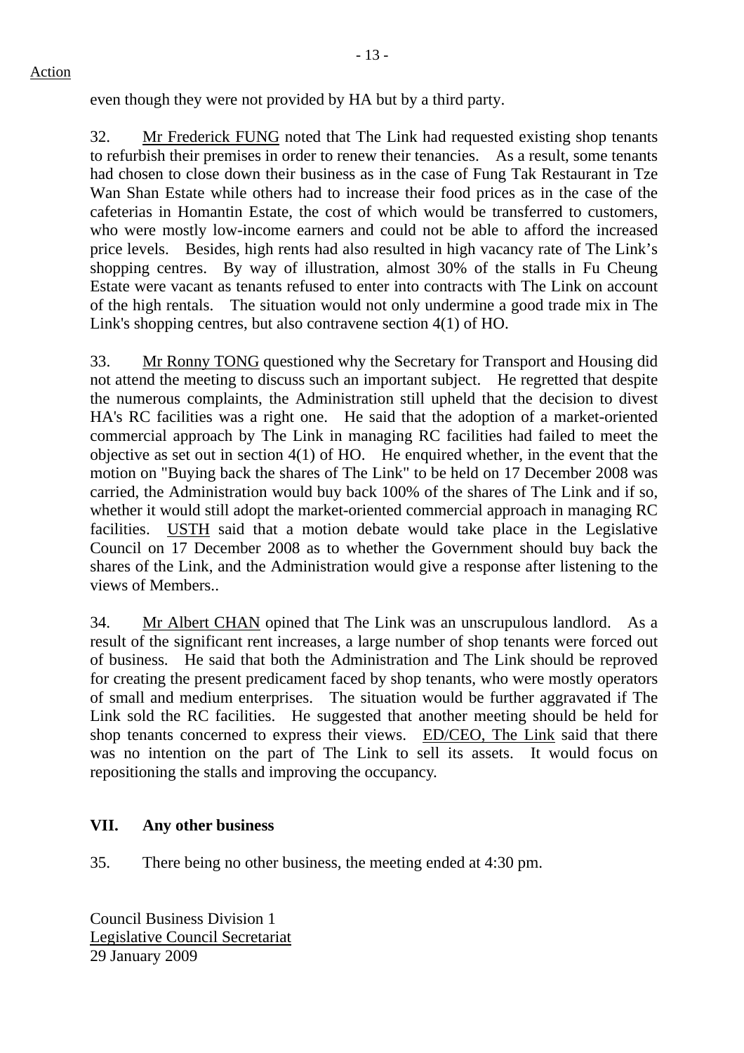Action

even though they were not provided by HA but by a third party.

32. Mr Frederick FUNG noted that The Link had requested existing shop tenants to refurbish their premises in order to renew their tenancies. As a result, some tenants had chosen to close down their business as in the case of Fung Tak Restaurant in Tze Wan Shan Estate while others had to increase their food prices as in the case of the cafeterias in Homantin Estate, the cost of which would be transferred to customers, who were mostly low-income earners and could not be able to afford the increased price levels. Besides, high rents had also resulted in high vacancy rate of The Link's shopping centres. By way of illustration, almost 30% of the stalls in Fu Cheung Estate were vacant as tenants refused to enter into contracts with The Link on account of the high rentals. The situation would not only undermine a good trade mix in The Link's shopping centres, but also contravene section 4(1) of HO.

33. Mr Ronny TONG questioned why the Secretary for Transport and Housing did not attend the meeting to discuss such an important subject. He regretted that despite the numerous complaints, the Administration still upheld that the decision to divest HA's RC facilities was a right one. He said that the adoption of a market-oriented commercial approach by The Link in managing RC facilities had failed to meet the objective as set out in section 4(1) of HO. He enquired whether, in the event that the motion on "Buying back the shares of The Link" to be held on 17 December 2008 was carried, the Administration would buy back 100% of the shares of The Link and if so, whether it would still adopt the market-oriented commercial approach in managing RC facilities. USTH said that a motion debate would take place in the Legislative Council on 17 December 2008 as to whether the Government should buy back the shares of the Link, and the Administration would give a response after listening to the views of Members..

34. Mr Albert CHAN opined that The Link was an unscrupulous landlord. As a result of the significant rent increases, a large number of shop tenants were forced out of business. He said that both the Administration and The Link should be reproved for creating the present predicament faced by shop tenants, who were mostly operators of small and medium enterprises. The situation would be further aggravated if The Link sold the RC facilities. He suggested that another meeting should be held for shop tenants concerned to express their views. ED/CEO, The Link said that there was no intention on the part of The Link to sell its assets. It would focus on repositioning the stalls and improving the occupancy.

## VII. Any other business

35. There being no other business, the meeting ended at 4:30 pm.

Council Business Division 1
Legislative Council Secretariat
29 January 2009